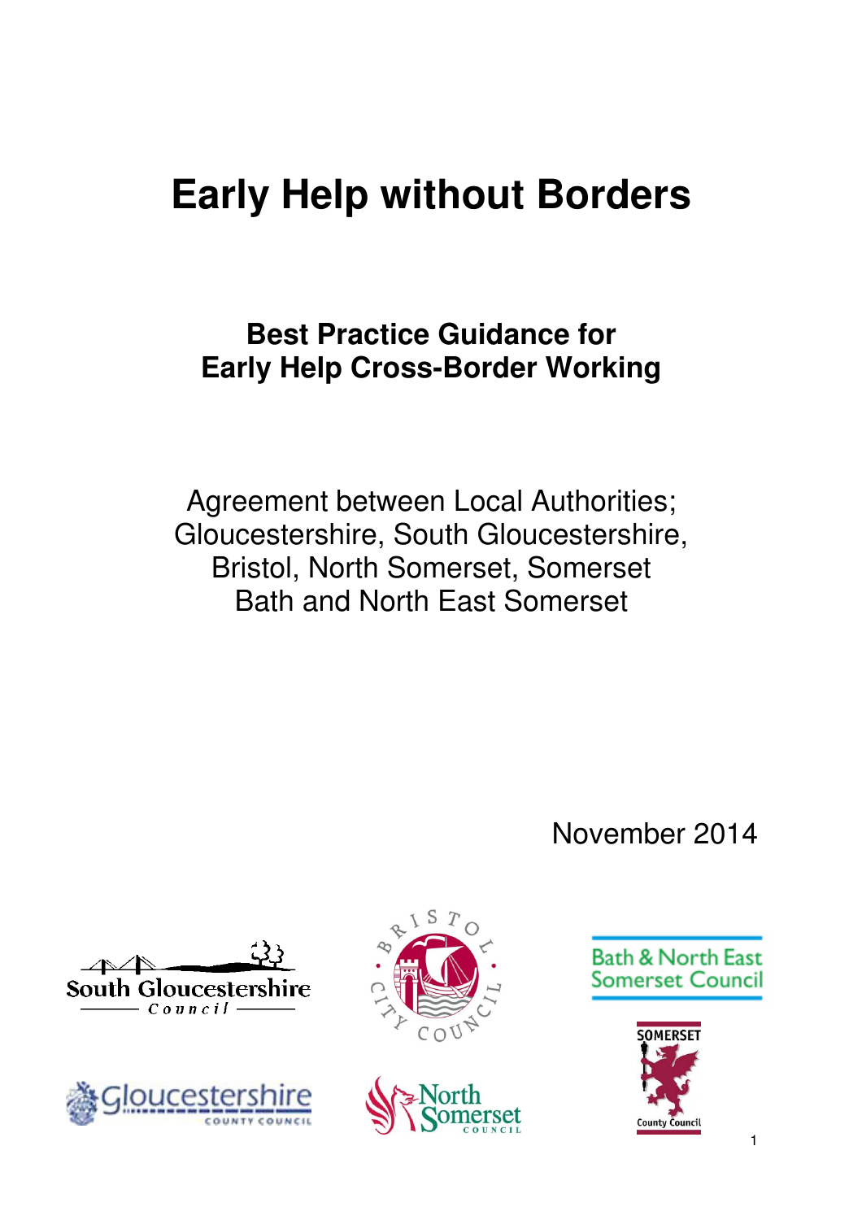# Early Help without Borders

## Best Practice Guidance for Early Help Cross-Border Working

Agreement between Local Authorities; Gloucestershire, South Gloucestershire, Bristol, North Somerset, Somerset Bath and North East Somerset

November 2014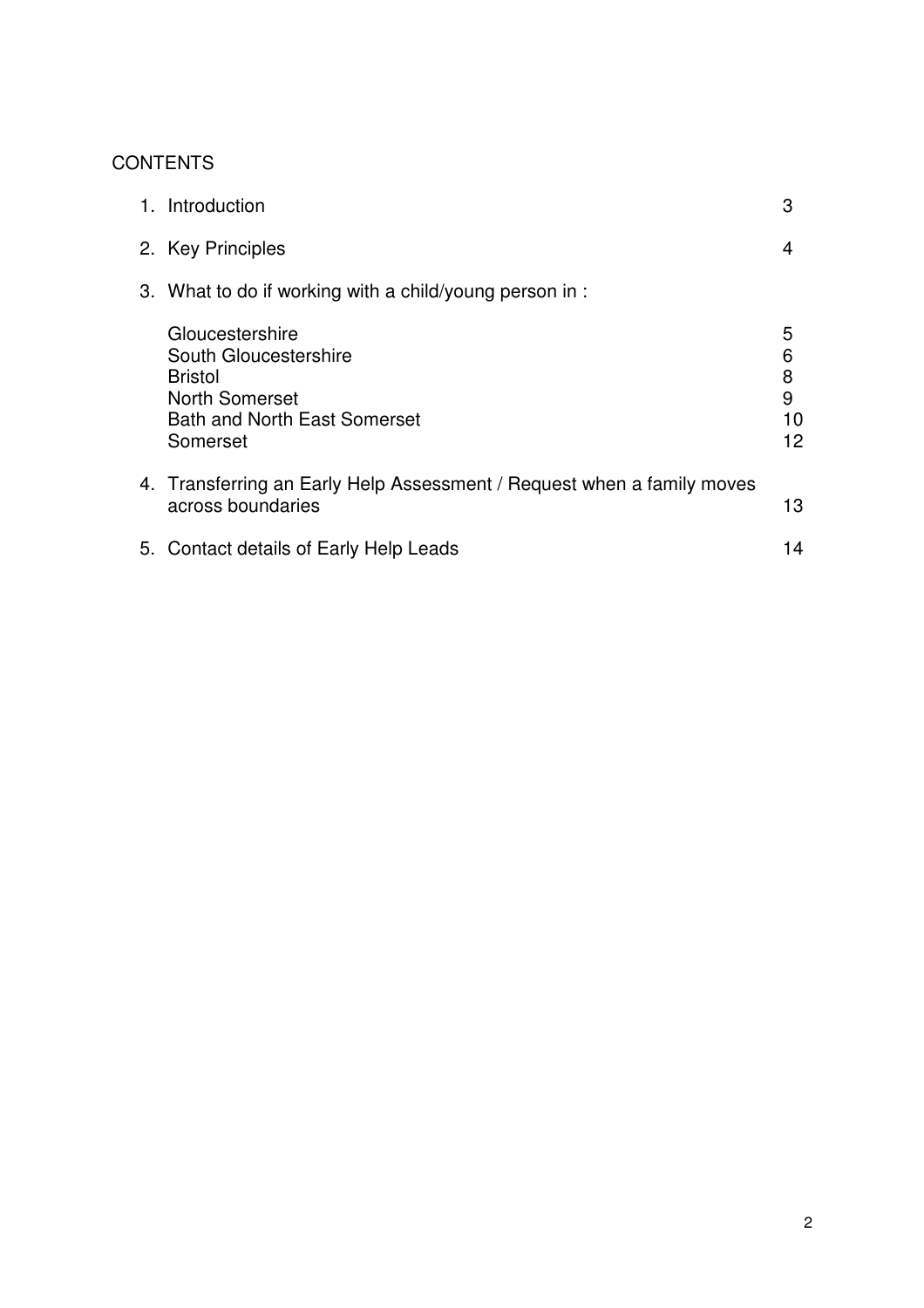# CONTENTS

| | |
|---|---|
| 1. Introduction | 3 |
| 2. Key Principles | 4 |
| 3. What to do if working with a child/young person in : | |
| Gloucestershire | 5 |
| South Gloucestershire | 6 |
| Bristol | 8 |
| North Somerset | 9 |
| Bath and North East Somerset | 10 |
| Somerset | 12 |
| 4. Transferring an Early Help Assessment / Request when a family moves across boundaries | 13 |
| 5. Contact details of Early Help Leads | 14 |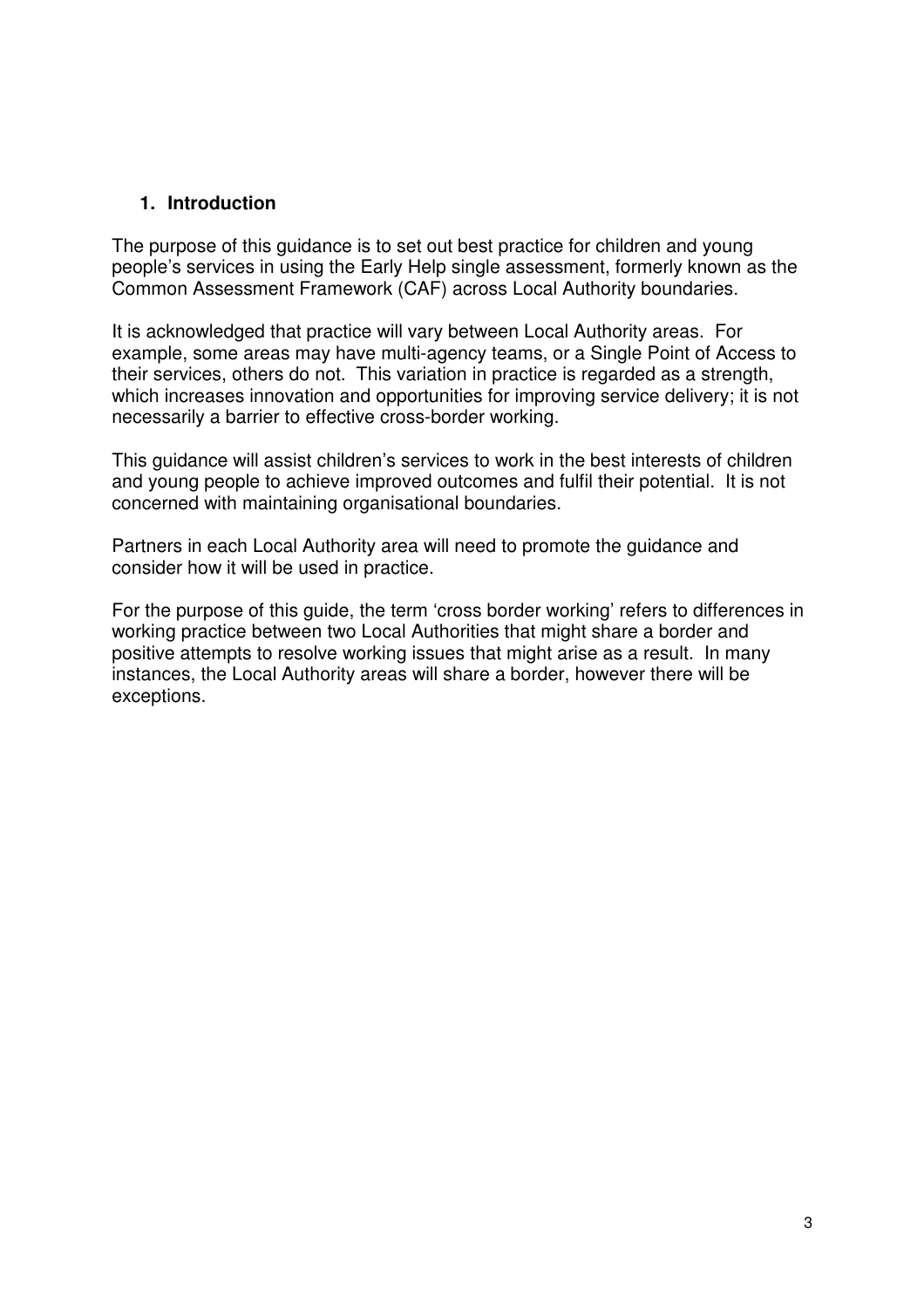## 1. Introduction

The purpose of this guidance is to set out best practice for children and young people's services in using the Early Help single assessment, formerly known as the Common Assessment Framework (CAF) across Local Authority boundaries.

It is acknowledged that practice will vary between Local Authority areas. For example, some areas may have multi-agency teams, or a Single Point of Access to their services, others do not. This variation in practice is regarded as a strength, which increases innovation and opportunities for improving service delivery; it is not necessarily a barrier to effective cross-border working.

This guidance will assist children's services to work in the best interests of children and young people to achieve improved outcomes and fulfil their potential. It is not concerned with maintaining organisational boundaries.

Partners in each Local Authority area will need to promote the guidance and consider how it will be used in practice.

For the purpose of this guide, the term 'cross border working' refers to differences in working practice between two Local Authorities that might share a border and positive attempts to resolve working issues that might arise as a result. In many instances, the Local Authority areas will share a border, however there will be exceptions.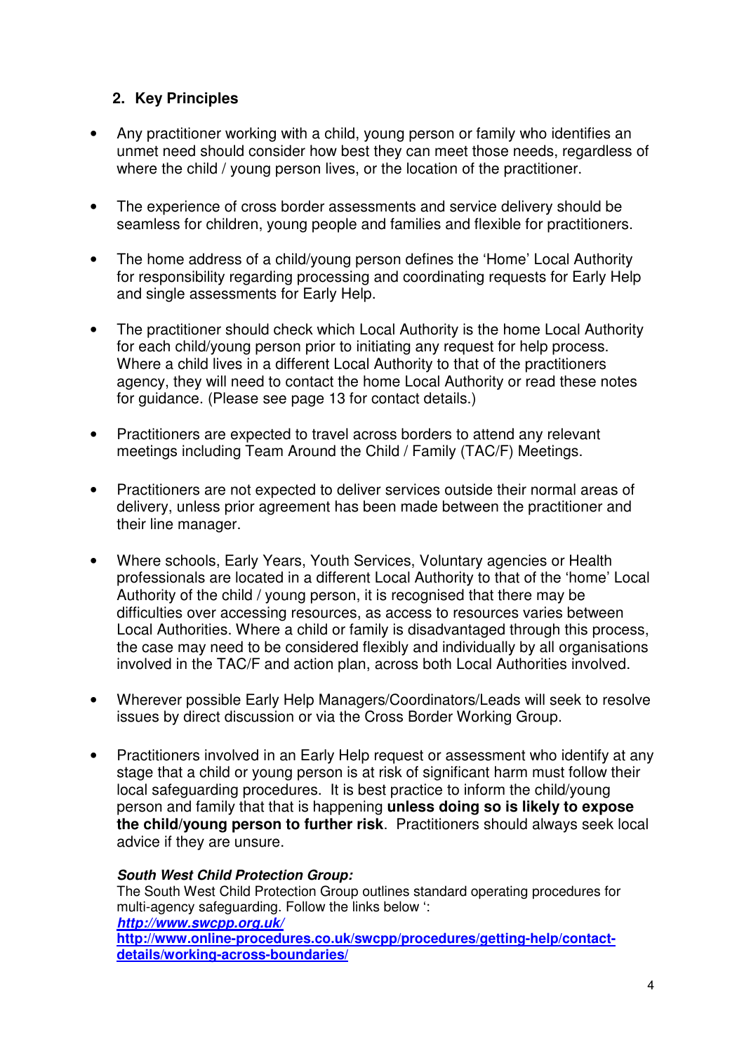## 2. Key Principles

- Any practitioner working with a child, young person or family who identifies an unmet need should consider how best they can meet those needs, regardless of where the child / young person lives, or the location of the practitioner.

- The experience of cross border assessments and service delivery should be seamless for children, young people and families and flexible for practitioners.

- The home address of a child/young person defines the 'Home' Local Authority for responsibility regarding processing and coordinating requests for Early Help and single assessments for Early Help.

- The practitioner should check which Local Authority is the home Local Authority for each child/young person prior to initiating any request for help process. Where a child lives in a different Local Authority to that of the practitioners agency, they will need to contact the home Local Authority or read these notes for guidance. (Please see page 13 for contact details.)

- Practitioners are expected to travel across borders to attend any relevant meetings including Team Around the Child / Family (TAC/F) Meetings.

- Practitioners are not expected to deliver services outside their normal areas of delivery, unless prior agreement has been made between the practitioner and their line manager.

- Where schools, Early Years, Youth Services, Voluntary agencies or Health professionals are located in a different Local Authority to that of the 'home' Local Authority of the child / young person, it is recognised that there may be difficulties over accessing resources, as access to resources varies between Local Authorities. Where a child or family is disadvantaged through this process, the case may need to be considered flexibly and individually by all organisations involved in the TAC/F and action plan, across both Local Authorities involved.

- Wherever possible Early Help Managers/Coordinators/Leads will seek to resolve issues by direct discussion or via the Cross Border Working Group.

- Practitioners involved in an Early Help request or assessment who identify at any stage that a child or young person is at risk of significant harm must follow their local safeguarding procedures. It is best practice to inform the child/young person and family that that is happening **unless doing so is likely to expose the child/young person to further risk**. Practitioners should always seek local advice if they are unsure.

  ***South West Child Protection Group:***
  The South West Child Protection Group outlines standard operating procedures for multi-agency safeguarding. Follow the links below ':
  ***http://www.swcpp.org.uk/***
  **http://www.online-procedures.co.uk/swcpp/procedures/getting-help/contact-details/working-across-boundaries/**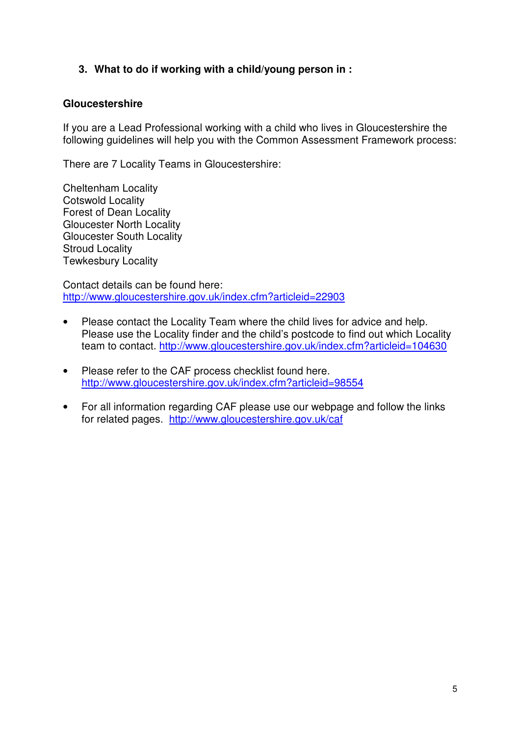## 3. What to do if working with a child/young person in :

### Gloucestershire

If you are a Lead Professional working with a child who lives in Gloucestershire the following guidelines will help you with the Common Assessment Framework process:

There are 7 Locality Teams in Gloucestershire:

Cheltenham Locality
Cotswold Locality
Forest of Dean Locality
Gloucester North Locality
Gloucester South Locality
Stroud Locality
Tewkesbury Locality

Contact details can be found here:
http://www.gloucestershire.gov.uk/index.cfm?articleid=22903

- Please contact the Locality Team where the child lives for advice and help. Please use the Locality finder and the child's postcode to find out which Locality team to contact. http://www.gloucestershire.gov.uk/index.cfm?articleid=104630
- Please refer to the CAF process checklist found here. http://www.gloucestershire.gov.uk/index.cfm?articleid=98554
- For all information regarding CAF please use our webpage and follow the links for related pages. http://www.gloucestershire.gov.uk/caf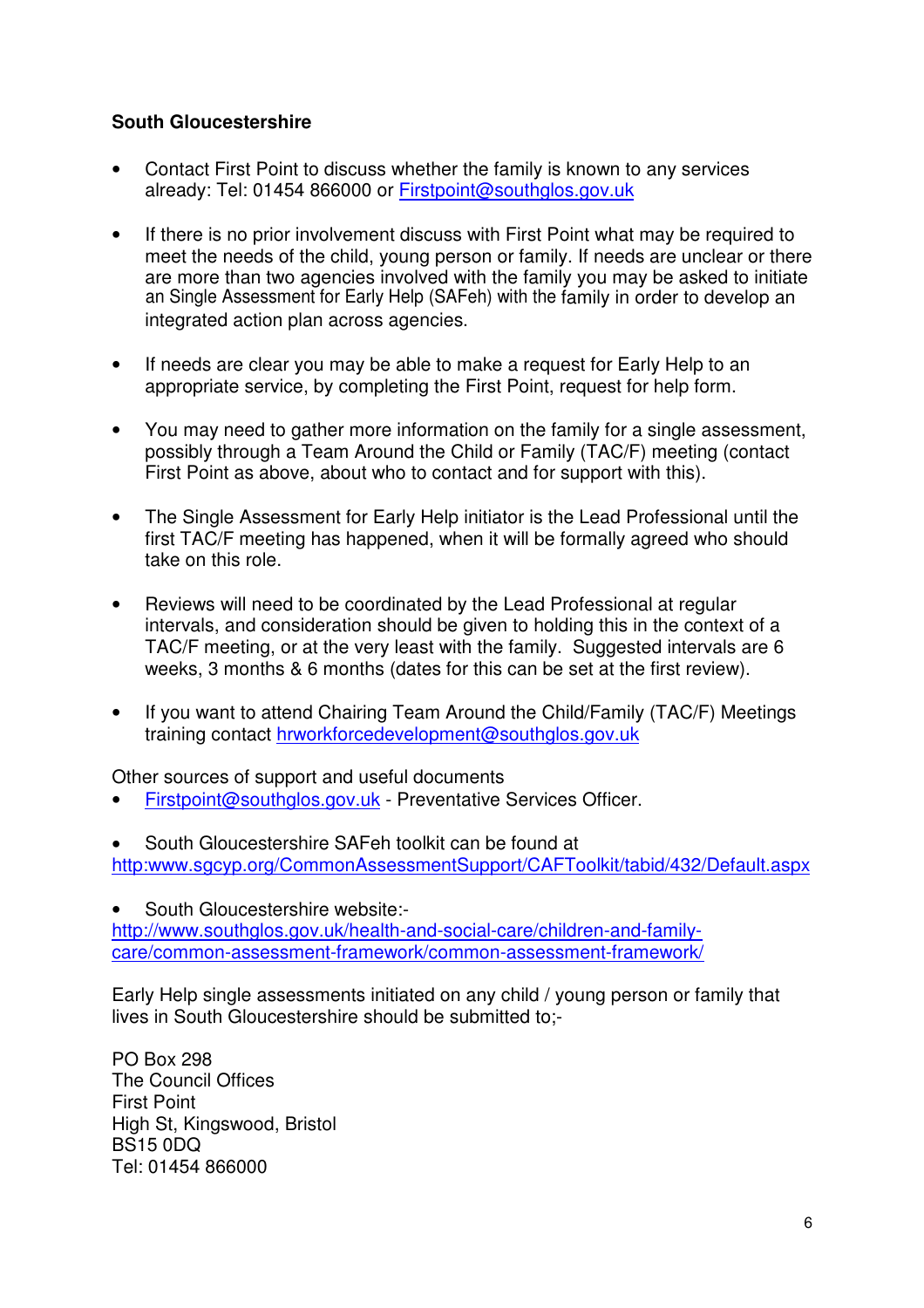**South Gloucestershire**

- Contact First Point to discuss whether the family is known to any services already: Tel: 01454 866000 or Firstpoint@southglos.gov.uk

- If there is no prior involvement discuss with First Point what may be required to meet the needs of the child, young person or family. If needs are unclear or there are more than two agencies involved with the family you may be asked to initiate an Single Assessment for Early Help (SAFeh) with the family in order to develop an integrated action plan across agencies.

- If needs are clear you may be able to make a request for Early Help to an appropriate service, by completing the First Point, request for help form.

- You may need to gather more information on the family for a single assessment, possibly through a Team Around the Child or Family (TAC/F) meeting (contact First Point as above, about who to contact and for support with this).

- The Single Assessment for Early Help initiator is the Lead Professional until the first TAC/F meeting has happened, when it will be formally agreed who should take on this role.

- Reviews will need to be coordinated by the Lead Professional at regular intervals, and consideration should be given to holding this in the context of a TAC/F meeting, or at the very least with the family. Suggested intervals are 6 weeks, 3 months & 6 months (dates for this can be set at the first review).

- If you want to attend Chairing Team Around the Child/Family (TAC/F) Meetings training contact hrworkforcedevelopment@southglos.gov.uk

Other sources of support and useful documents

- Firstpoint@southglos.gov.uk - Preventative Services Officer.

- South Gloucestershire SAFeh toolkit can be found at http:www.sgcyp.org/CommonAssessmentSupport/CAFToolkit/tabid/432/Default.aspx

- South Gloucestershire website:- http://www.southglos.gov.uk/health-and-social-care/children-and-family-care/common-assessment-framework/common-assessment-framework/

Early Help single assessments initiated on any child / young person or family that lives in South Gloucestershire should be submitted to;-

PO Box 298
The Council Offices
First Point
High St, Kingswood, Bristol
BS15 0DQ
Tel: 01454 866000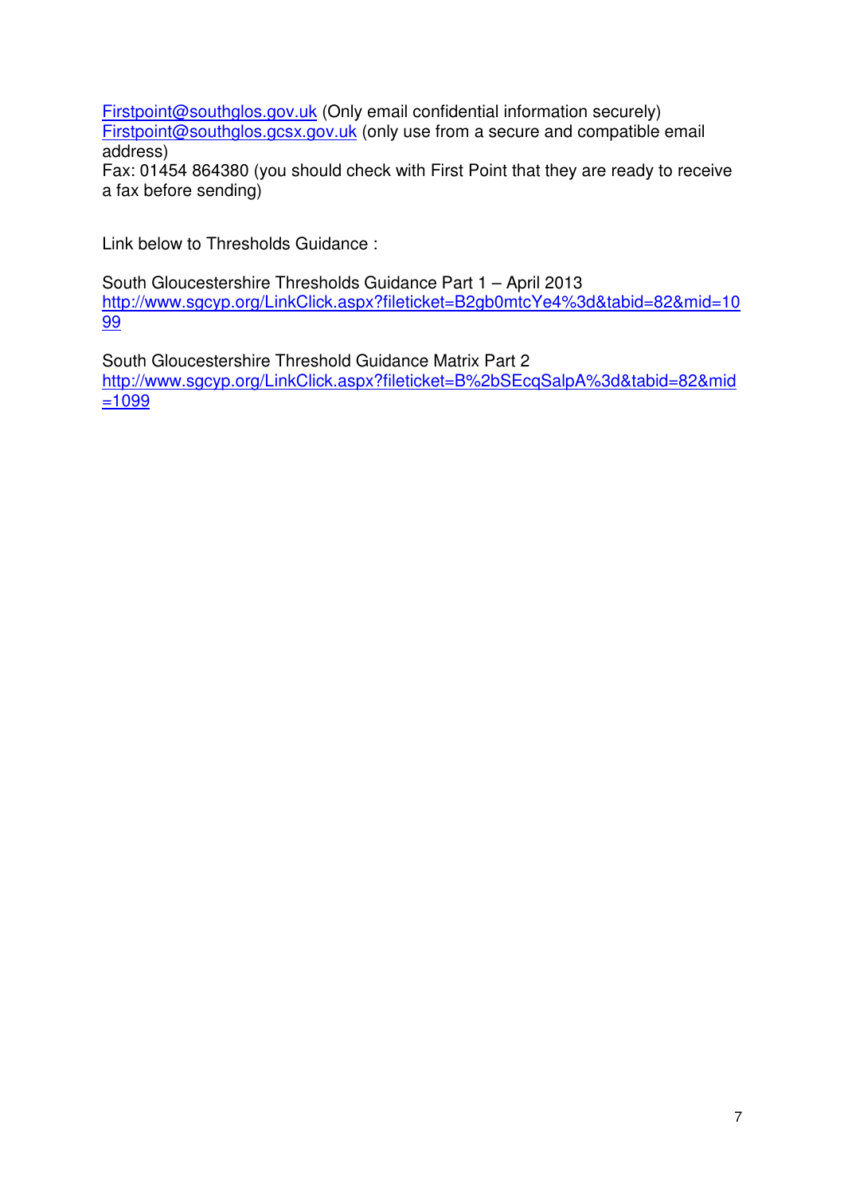Firstpoint@southglos.gov.uk (Only email confidential information securely)
Firstpoint@southglos.gcsx.gov.uk (only use from a secure and compatible email address)
Fax: 01454 864380 (you should check with First Point that they are ready to receive a fax before sending)

Link below to Thresholds Guidance :

South Gloucestershire Thresholds Guidance Part 1 – April 2013
http://www.sgcyp.org/LinkClick.aspx?fileticket=B2gb0mtcYe4%3d&tabid=82&mid=1099

South Gloucestershire Threshold Guidance Matrix Part 2
http://www.sgcyp.org/LinkClick.aspx?fileticket=B%2bSEcqSalpA%3d&tabid=82&mid=1099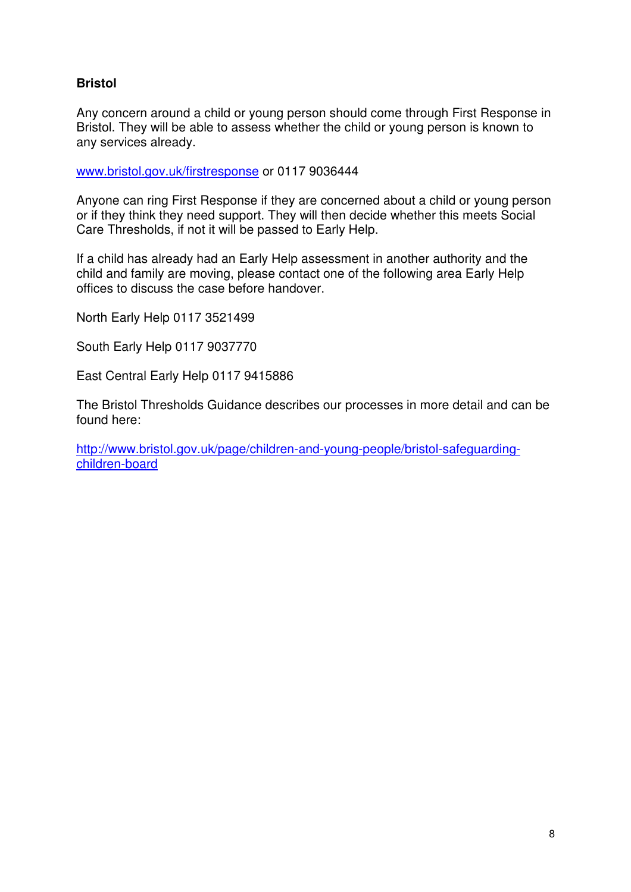**Bristol**

Any concern around a child or young person should come through First Response in Bristol. They will be able to assess whether the child or young person is known to any services already.

www.bristol.gov.uk/firstresponse or 0117 9036444

Anyone can ring First Response if they are concerned about a child or young person or if they think they need support. They will then decide whether this meets Social Care Thresholds, if not it will be passed to Early Help.

If a child has already had an Early Help assessment in another authority and the child and family are moving, please contact one of the following area Early Help offices to discuss the case before handover.

North Early Help 0117 3521499

South Early Help 0117 9037770

East Central Early Help 0117 9415886

The Bristol Thresholds Guidance describes our processes in more detail and can be found here:

http://www.bristol.gov.uk/page/children-and-young-people/bristol-safeguarding-children-board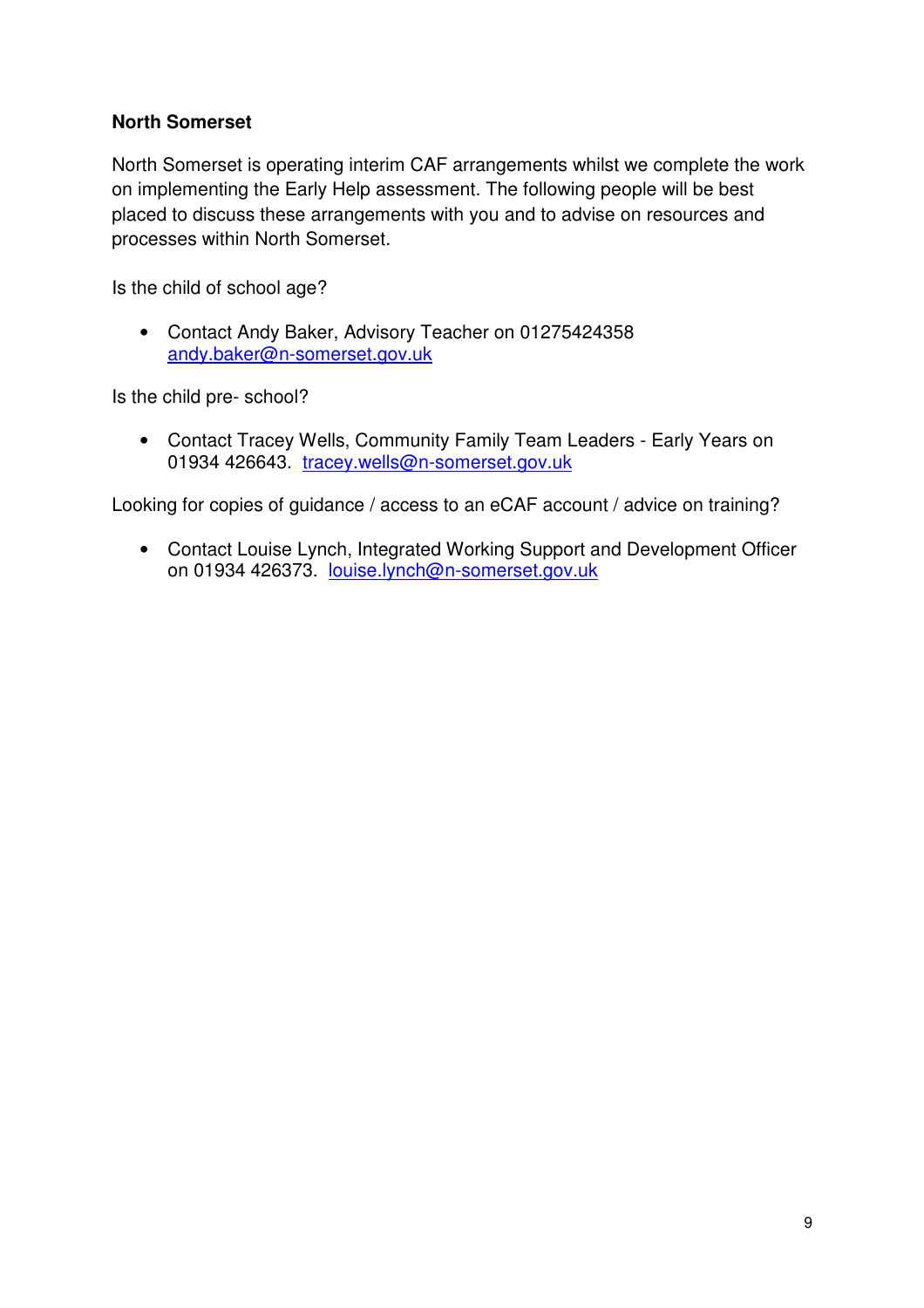**North Somerset**

North Somerset is operating interim CAF arrangements whilst we complete the work on implementing the Early Help assessment. The following people will be best placed to discuss these arrangements with you and to advise on resources and processes within North Somerset.

Is the child of school age?

- Contact Andy Baker, Advisory Teacher on 01275424358 andy.baker@n-somerset.gov.uk

Is the child pre- school?

- Contact Tracey Wells, Community Family Team Leaders - Early Years on 01934 426643. tracey.wells@n-somerset.gov.uk

Looking for copies of guidance / access to an eCAF account / advice on training?

- Contact Louise Lynch, Integrated Working Support and Development Officer on 01934 426373. louise.lynch@n-somerset.gov.uk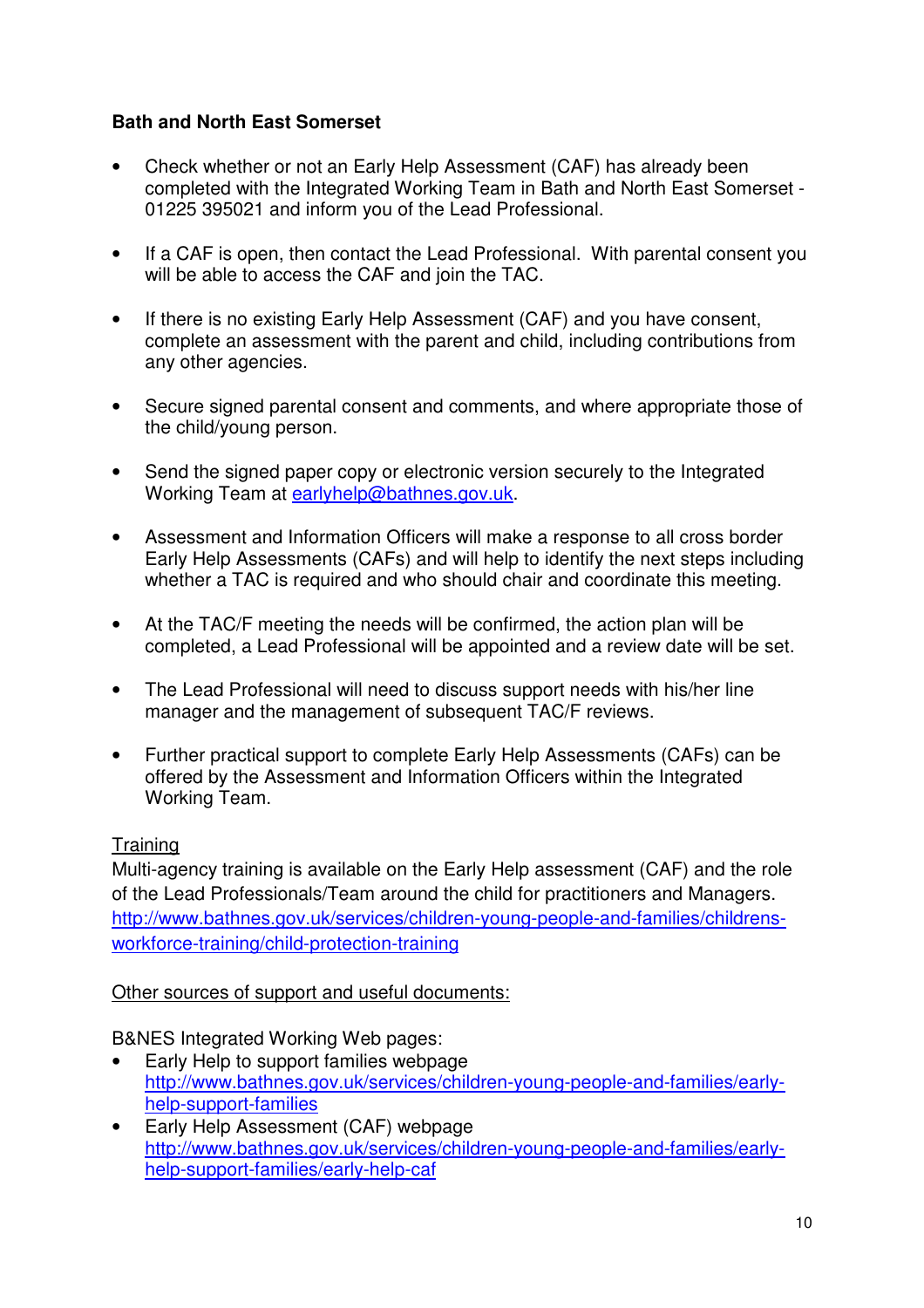**Bath and North East Somerset**

- Check whether or not an Early Help Assessment (CAF) has already been completed with the Integrated Working Team in Bath and North East Somerset - 01225 395021 and inform you of the Lead Professional.

- If a CAF is open, then contact the Lead Professional. With parental consent you will be able to access the CAF and join the TAC.

- If there is no existing Early Help Assessment (CAF) and you have consent, complete an assessment with the parent and child, including contributions from any other agencies.

- Secure signed parental consent and comments, and where appropriate those of the child/young person.

- Send the signed paper copy or electronic version securely to the Integrated Working Team at earlyhelp@bathnes.gov.uk.

- Assessment and Information Officers will make a response to all cross border Early Help Assessments (CAFs) and will help to identify the next steps including whether a TAC is required and who should chair and coordinate this meeting.

- At the TAC/F meeting the needs will be confirmed, the action plan will be completed, a Lead Professional will be appointed and a review date will be set.

- The Lead Professional will need to discuss support needs with his/her line manager and the management of subsequent TAC/F reviews.

- Further practical support to complete Early Help Assessments (CAFs) can be offered by the Assessment and Information Officers within the Integrated Working Team.

Training

Multi-agency training is available on the Early Help assessment (CAF) and the role of the Lead Professionals/Team around the child for practitioners and Managers.
http://www.bathnes.gov.uk/services/children-young-people-and-families/childrens-workforce-training/child-protection-training

Other sources of support and useful documents:

B&NES Integrated Working Web pages:

- Early Help to support families webpage
  http://www.bathnes.gov.uk/services/children-young-people-and-families/early-help-support-families
- Early Help Assessment (CAF) webpage
  http://www.bathnes.gov.uk/services/children-young-people-and-families/early-help-support-families/early-help-caf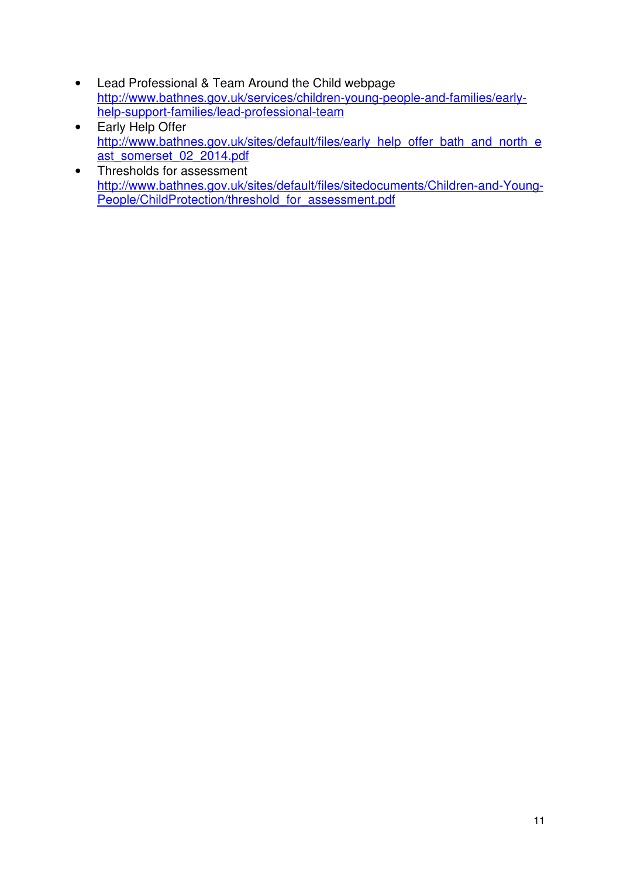- Lead Professional & Team Around the Child webpage
  http://www.bathnes.gov.uk/services/children-young-people-and-families/early-help-support-families/lead-professional-team
- Early Help Offer
  http://www.bathnes.gov.uk/sites/default/files/early_help_offer_bath_and_north_east_somerset_02_2014.pdf
- Thresholds for assessment
  http://www.bathnes.gov.uk/sites/default/files/sitedocuments/Children-and-Young-People/ChildProtection/threshold_for_assessment.pdf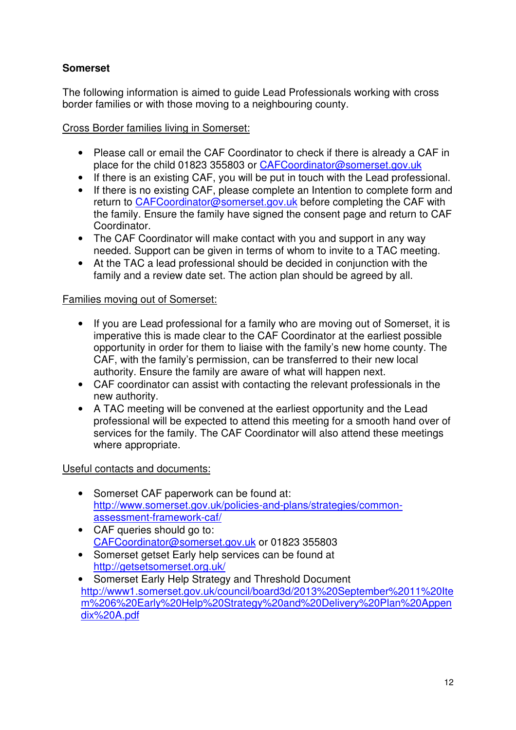**Somerset**

The following information is aimed to guide Lead Professionals working with cross border families or with those moving to a neighbouring county.

Cross Border families living in Somerset:

- Please call or email the CAF Coordinator to check if there is already a CAF in place for the child 01823 355803 or CAFCoordinator@somerset.gov.uk
- If there is an existing CAF, you will be put in touch with the Lead professional.
- If there is no existing CAF, please complete an Intention to complete form and return to CAFCoordinator@somerset.gov.uk before completing the CAF with the family. Ensure the family have signed the consent page and return to CAF Coordinator.
- The CAF Coordinator will make contact with you and support in any way needed. Support can be given in terms of whom to invite to a TAC meeting.
- At the TAC a lead professional should be decided in conjunction with the family and a review date set. The action plan should be agreed by all.

Families moving out of Somerset:

- If you are Lead professional for a family who are moving out of Somerset, it is imperative this is made clear to the CAF Coordinator at the earliest possible opportunity in order for them to liaise with the family's new home county. The CAF, with the family's permission, can be transferred to their new local authority. Ensure the family are aware of what will happen next.
- CAF coordinator can assist with contacting the relevant professionals in the new authority.
- A TAC meeting will be convened at the earliest opportunity and the Lead professional will be expected to attend this meeting for a smooth hand over of services for the family. The CAF Coordinator will also attend these meetings where appropriate.

Useful contacts and documents:

- Somerset CAF paperwork can be found at: http://www.somerset.gov.uk/policies-and-plans/strategies/common-assessment-framework-caf/
- CAF queries should go to: CAFCoordinator@somerset.gov.uk or 01823 355803
- Somerset getset Early help services can be found at http://getsetsomerset.org.uk/
- Somerset Early Help Strategy and Threshold Document http://www1.somerset.gov.uk/council/board3d/2013%20September%2011%20Item%206%20Early%20Help%20Strategy%20and%20Delivery%20Plan%20Appendix%20A.pdf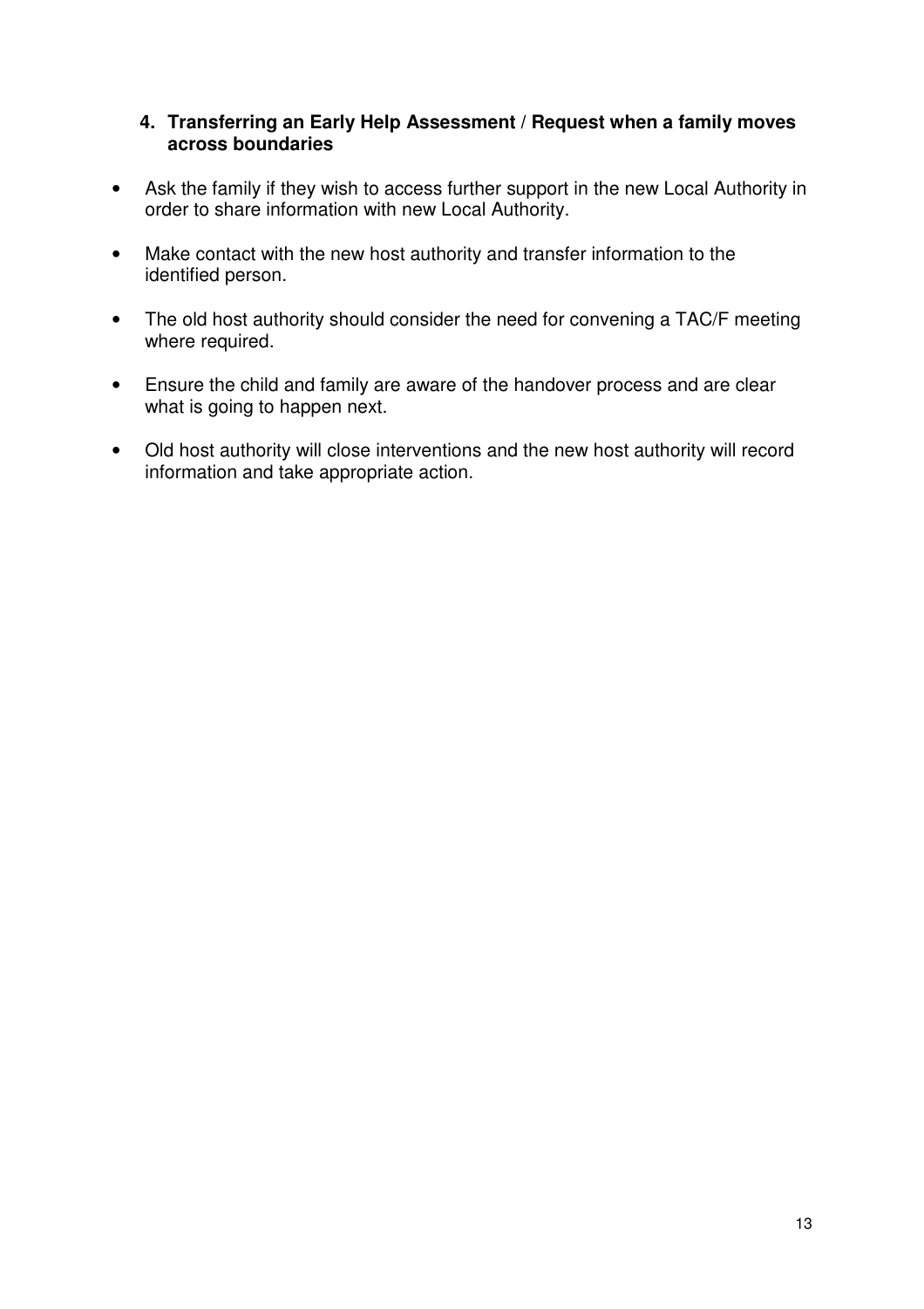### 4. Transferring an Early Help Assessment / Request when a family moves across boundaries

- Ask the family if they wish to access further support in the new Local Authority in order to share information with new Local Authority.
- Make contact with the new host authority and transfer information to the identified person.
- The old host authority should consider the need for convening a TAC/F meeting where required.
- Ensure the child and family are aware of the handover process and are clear what is going to happen next.
- Old host authority will close interventions and the new host authority will record information and take appropriate action.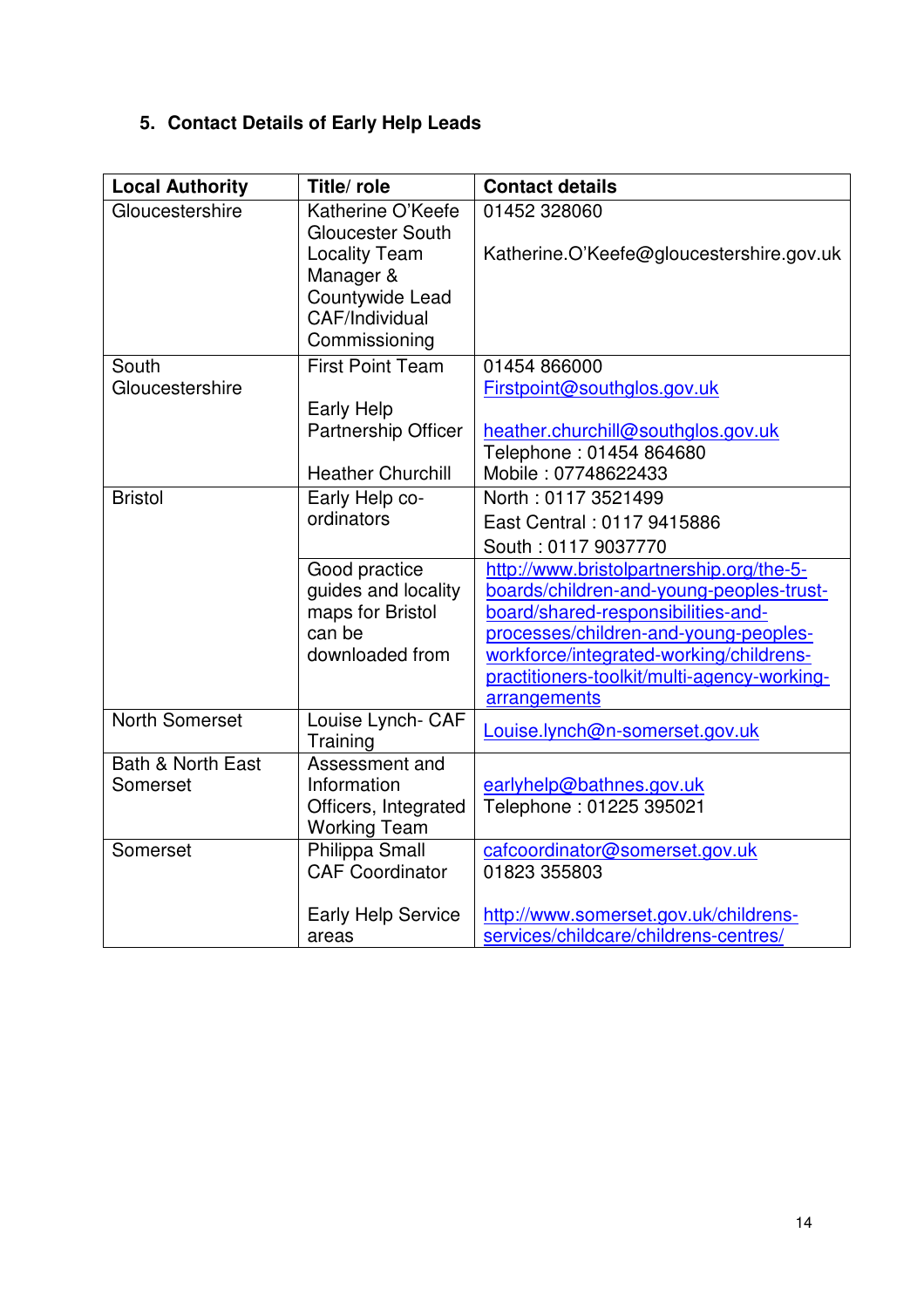## 5. Contact Details of Early Help Leads

| Local Authority | Title/ role | Contact details |
| --- | --- | --- |
| Gloucestershire | Katherine O'Keefe Gloucester South Locality Team Manager & Countywide Lead CAF/Individual Commissioning | 01452 328060<br><br>Katherine.O'Keefe@gloucestershire.gov.uk |
| South Gloucestershire | First Point Team<br><br>Early Help Partnership Officer<br><br>Heather Churchill | 01454 866000<br>Firstpoint@southglos.gov.uk<br><br>heather.churchill@southglos.gov.uk<br>Telephone : 01454 864680<br>Mobile : 07748622433 |
| Bristol | Early Help co-ordinators | North : 0117 3521499<br>East Central : 0117 9415886<br>South : 0117 9037770 |
| | Good practice guides and locality maps for Bristol can be downloaded from | http://www.bristolpartnership.org/the-5-boards/children-and-young-peoples-trust-board/shared-responsibilities-and-processes/children-and-young-peoples-workforce/integrated-working/childrens-practitioners-toolkit/multi-agency-working-arrangements |
| North Somerset | Louise Lynch- CAF Training | Louise.lynch@n-somerset.gov.uk |
| Bath & North East Somerset | Assessment and Information Officers, Integrated Working Team | earlyhelp@bathnes.gov.uk<br>Telephone : 01225 395021 |
| Somerset | Philippa Small CAF Coordinator<br><br>Early Help Service areas | cafcoordinator@somerset.gov.uk<br>01823 355803<br><br>http://www.somerset.gov.uk/childrens-services/childcare/childrens-centres/ |